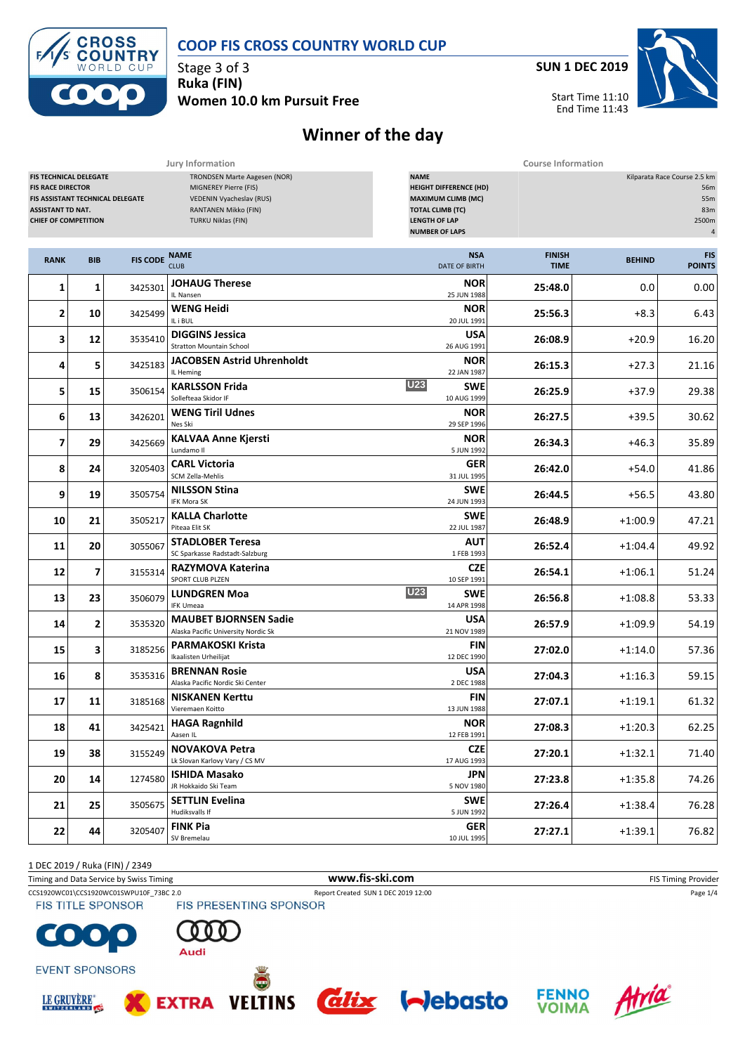# COOP FIS CROSS COUNTRY WORLD CUP

Stage 3 of 3
**Ruka (FIN)**
**Women 10.0 km Pursuit Free**

**SUN 1 DEC 2019**

Start Time 11:10
End Time 11:43

## Winner of the day

| Jury Information | |
|---|---|
| FIS TECHNICAL DELEGATE | TRONDSEN Marte Aagesen (NOR) |
| FIS RACE DIRECTOR | MIGNEREY Pierre (FIS) |
| FIS ASSISTANT TECHNICAL DELEGATE | VEDENIN Vyacheslav (RUS) |
| ASSISTANT TD NAT. | RANTANEN Mikko (FIN) |
| CHIEF OF COMPETITION | TURKU Niklas (FIN) |

| Course Information | |
|---|---|
| NAME | Kilparata Race Course 2.5 km |
| HEIGHT DIFFERENCE (HD) | 56m |
| MAXIMUM CLIMB (MC) | 55m |
| TOTAL CLIMB (TC) | 83m |
| LENGTH OF LAP | 2500m |
| NUMBER OF LAPS | 4 |

| RANK | BIB | FIS CODE | NAME / CLUB | | NSA / DATE OF BIRTH | FINISH TIME | BEHIND | FIS POINTS |
|---|---|---|---|---|---|---|---|---|
| 1 | 1 | 3425301 | **JOHAUG Therese** IL Nansen | | NOR 25 JUN 1988 | 25:48.0 | 0.0 | 0.00 |
| 2 | 10 | 3425499 | **WENG Heidi** IL i BUL | | NOR 20 JUL 1991 | 25:56.3 | +8.3 | 6.43 |
| 3 | 12 | 3535410 | **DIGGINS Jessica** Stratton Mountain School | | USA 26 AUG 1991 | 26:08.9 | +20.9 | 16.20 |
| 4 | 5 | 3425183 | **JACOBSEN Astrid Uhrenholdt** IL Heming | | NOR 22 JAN 1987 | 26:15.3 | +27.3 | 21.16 |
| 5 | 15 | 3506154 | **KARLSSON Frida** Sollefteaa Skidor IF | U23 | SWE 10 AUG 1999 | 26:25.9 | +37.9 | 29.38 |
| 6 | 13 | 3426201 | **WENG Tiril Udnes** Nes Ski | | NOR 29 SEP 1996 | 26:27.5 | +39.5 | 30.62 |
| 7 | 29 | 3425669 | **KALVAA Anne Kjersti** Lundamo Il | | NOR 5 JUN 1992 | 26:34.3 | +46.3 | 35.89 |
| 8 | 24 | 3205403 | **CARL Victoria** SCM Zella-Mehlis | | GER 31 JUL 1995 | 26:42.0 | +54.0 | 41.86 |
| 9 | 19 | 3505754 | **NILSSON Stina** IFK Mora SK | | SWE 24 JUN 1993 | 26:44.5 | +56.5 | 43.80 |
| 10 | 21 | 3505217 | **KALLA Charlotte** Piteaa Elit SK | | SWE 22 JUL 1987 | 26:48.9 | +1:00.9 | 47.21 |
| 11 | 20 | 3055067 | **STADLOBER Teresa** SC Sparkasse Radstadt-Salzburg | | AUT 1 FEB 1993 | 26:52.4 | +1:04.4 | 49.92 |
| 12 | 7 | 3155314 | **RAZYMOVA Katerina** SPORT CLUB PLZEN | | CZE 10 SEP 1991 | 26:54.1 | +1:06.1 | 51.24 |
| 13 | 23 | 3506079 | **LUNDGREN Moa** IFK Umeaa | U23 | SWE 14 APR 1998 | 26:56.8 | +1:08.8 | 53.33 |
| 14 | 2 | 3535320 | **MAUBET BJORNSEN Sadie** Alaska Pacific University Nordic Sk | | USA 21 NOV 1989 | 26:57.9 | +1:09.9 | 54.19 |
| 15 | 3 | 3185256 | **PARMAKOSKI Krista** Ikaalisten Urheilijat | | FIN 12 DEC 1990 | 27:02.0 | +1:14.0 | 57.36 |
| 16 | 8 | 3535316 | **BRENNAN Rosie** Alaska Pacific Nordic Ski Center | | USA 2 DEC 1988 | 27:04.3 | +1:16.3 | 59.15 |
| 17 | 11 | 3185168 | **NISKANEN Kerttu** Vieremaen Koitto | | FIN 13 JUN 1988 | 27:07.1 | +1:19.1 | 61.32 |
| 18 | 41 | 3425421 | **HAGA Ragnhild** Aasen IL | | NOR 12 FEB 1991 | 27:08.3 | +1:20.3 | 62.25 |
| 19 | 38 | 3155249 | **NOVAKOVA Petra** Lk Slovan Karlovy Vary / CS MV | | CZE 17 AUG 1993 | 27:20.1 | +1:32.1 | 71.40 |
| 20 | 14 | 1274580 | **ISHIDA Masako** JR Hokkaido Ski Team | | JPN 5 NOV 1980 | 27:23.8 | +1:35.8 | 74.26 |
| 21 | 25 | 3505675 | **SETTLIN Evelina** Hudiksvalls If | | SWE 5 JUN 1992 | 27:26.4 | +1:38.4 | 76.28 |
| 22 | 44 | 3205407 | **FINK Pia** SV Bremelau | | GER 10 JUL 1995 | 27:27.1 | +1:39.1 | 76.82 |

1 DEC 2019 / Ruka (FIN) / 2349

Timing and Data Service by Swiss Timing — www.fis-ski.com — FIS Timing Provider

CCS1920WC01\CCS1920WC01SWPU10F_73BC 2.0 — Report Created SUN 1 DEC 2019 12:00

FIS TITLE SPONSOR: COOP — FIS PRESENTING SPONSOR: Audi

EVENT SPONSORS: LE GRUYÈRE, EXTRA, VELTINS, Calix, Webasto, FENNOVOIMA, Atria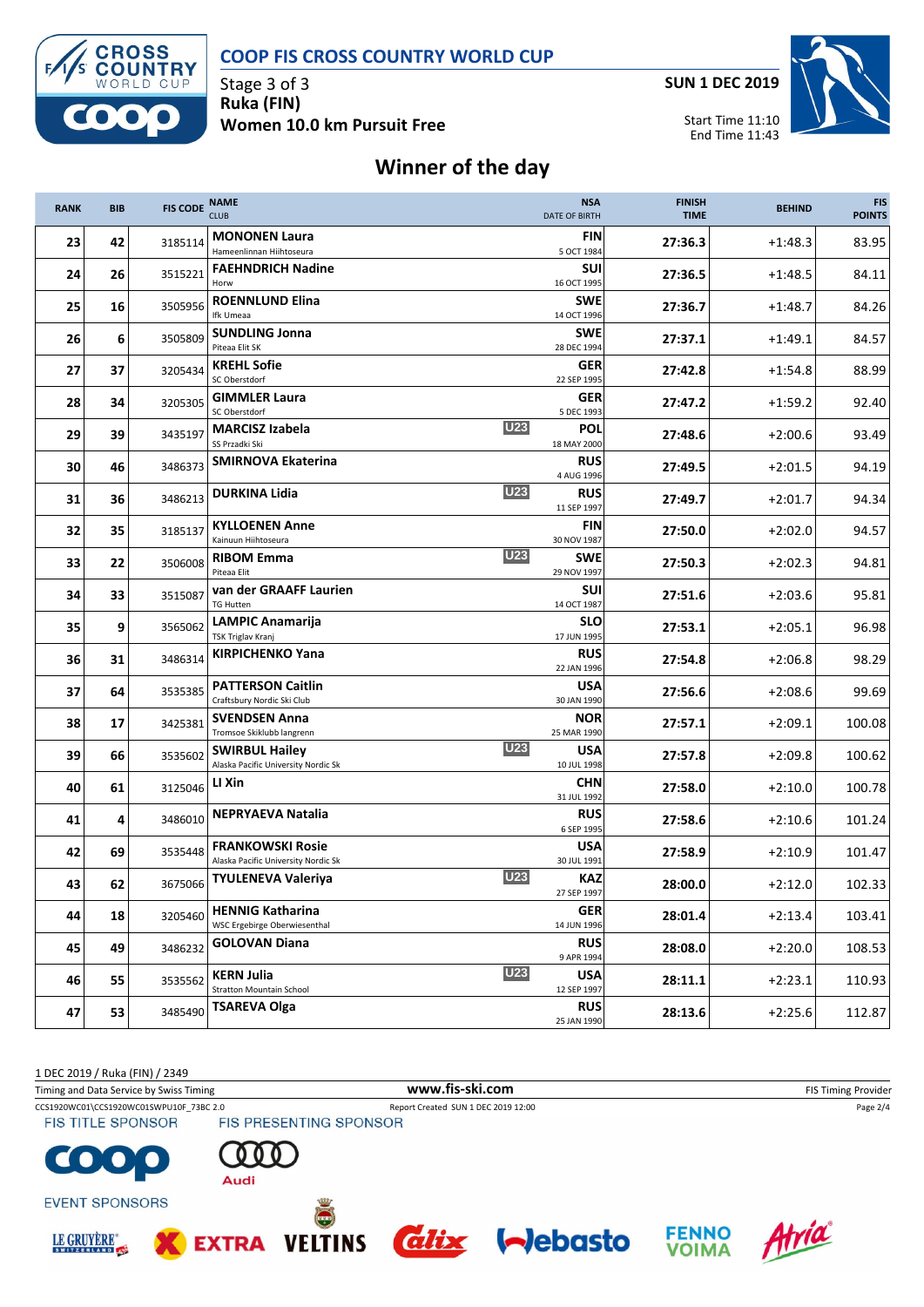# COOP FIS CROSS COUNTRY WORLD CUP

Stage 3 of 3
**Ruka (FIN)**
**Women 10.0 km Pursuit Free**

**SUN 1 DEC 2019**

Start Time 11:10
End Time 11:43

## Winner of the day

| RANK | BIB | FIS CODE | NAME / CLUB | | NSA / DATE OF BIRTH | FINISH TIME | BEHIND | FIS POINTS |
|---|---|---|---|---|---|---|---|---|
| 23 | 42 | 3185114 | **MONONEN Laura** Hameenlinnan Hiihtoseura | | **FIN** 5 OCT 1984 | 27:36.3 | +1:48.3 | 83.95 |
| 24 | 26 | 3515221 | **FAEHNDRICH Nadine** Horw | | **SUI** 16 OCT 1995 | 27:36.5 | +1:48.5 | 84.11 |
| 25 | 16 | 3505956 | **ROENNLUND Elina** Ifk Umeaa | | **SWE** 14 OCT 1996 | 27:36.7 | +1:48.7 | 84.26 |
| 26 | 6 | 3505809 | **SUNDLING Jonna** Piteaa Elit SK | | **SWE** 28 DEC 1994 | 27:37.1 | +1:49.1 | 84.57 |
| 27 | 37 | 3205434 | **KREHL Sofie** SC Oberstdorf | | **GER** 22 SEP 1995 | 27:42.8 | +1:54.8 | 88.99 |
| 28 | 34 | 3205305 | **GIMMLER Laura** SC Oberstdorf | | **GER** 5 DEC 1993 | 27:47.2 | +1:59.2 | 92.40 |
| 29 | 39 | 3435197 | **MARCISZ Izabela** SS Przadki Ski | U23 | **POL** 18 MAY 2000 | 27:48.6 | +2:00.6 | 93.49 |
| 30 | 46 | 3486373 | **SMIRNOVA Ekaterina** | | **RUS** 4 AUG 1996 | 27:49.5 | +2:01.5 | 94.19 |
| 31 | 36 | 3486213 | **DURKINA Lidia** | U23 | **RUS** 11 SEP 1997 | 27:49.7 | +2:01.7 | 94.34 |
| 32 | 35 | 3185137 | **KYLLOENEN Anne** Kainuun Hiihtoseura | | **FIN** 30 NOV 1987 | 27:50.0 | +2:02.0 | 94.57 |
| 33 | 22 | 3506008 | **RIBOM Emma** Piteaa Elit | U23 | **SWE** 29 NOV 1997 | 27:50.3 | +2:02.3 | 94.81 |
| 34 | 33 | 3515087 | **van der GRAAFF Laurien** TG Hutten | | **SUI** 14 OCT 1987 | 27:51.6 | +2:03.6 | 95.81 |
| 35 | 9 | 3565062 | **LAMPIC Anamarija** TSK Triglav Kranj | | **SLO** 17 JUN 1995 | 27:53.1 | +2:05.1 | 96.98 |
| 36 | 31 | 3486314 | **KIRPICHENKO Yana** | | **RUS** 22 JAN 1996 | 27:54.8 | +2:06.8 | 98.29 |
| 37 | 64 | 3535385 | **PATTERSON Caitlin** Craftsbury Nordic Ski Club | | **USA** 30 JAN 1990 | 27:56.6 | +2:08.6 | 99.69 |
| 38 | 17 | 3425381 | **SVENDSEN Anna** Tromsoe Skiklubb langrenn | | **NOR** 25 MAR 1990 | 27:57.1 | +2:09.1 | 100.08 |
| 39 | 66 | 3535602 | **SWIRBUL Hailey** Alaska Pacific University Nordic Sk | U23 | **USA** 10 JUL 1998 | 27:57.8 | +2:09.8 | 100.62 |
| 40 | 61 | 3125046 | **LI Xin** | | **CHN** 31 JUL 1992 | 27:58.0 | +2:10.0 | 100.78 |
| 41 | 4 | 3486010 | **NEPRYAEVA Natalia** | | **RUS** 6 SEP 1995 | 27:58.6 | +2:10.6 | 101.24 |
| 42 | 69 | 3535448 | **FRANKOWSKI Rosie** Alaska Pacific University Nordic Sk | | **USA** 30 JUL 1991 | 27:58.9 | +2:10.9 | 101.47 |
| 43 | 62 | 3675066 | **TYULENEVA Valeriya** | U23 | **KAZ** 27 SEP 1997 | 28:00.0 | +2:12.0 | 102.33 |
| 44 | 18 | 3205460 | **HENNIG Katharina** WSC Ergebirge Oberwiesenthal | | **GER** 14 JUN 1996 | 28:01.4 | +2:13.4 | 103.41 |
| 45 | 49 | 3486232 | **GOLOVAN Diana** | | **RUS** 9 APR 1994 | 28:08.0 | +2:20.0 | 108.53 |
| 46 | 55 | 3535562 | **KERN Julia** Stratton Mountain School | U23 | **USA** 12 SEP 1997 | 28:11.1 | +2:23.1 | 110.93 |
| 47 | 53 | 3485490 | **TSAREVA Olga** | | **RUS** 25 JAN 1990 | 28:13.6 | +2:25.6 | 112.87 |

1 DEC 2019 / Ruka (FIN) / 2349

Timing and Data Service by Swiss Timing — www.fis-ski.com — FIS Timing Provider

CCS1920WC01\CCS1920WC01SWPU10F_73BC 2.0 — Report Created SUN 1 DEC 2019 12:00

FIS TITLE SPONSOR — FIS PRESENTING SPONSOR

EVENT SPONSORS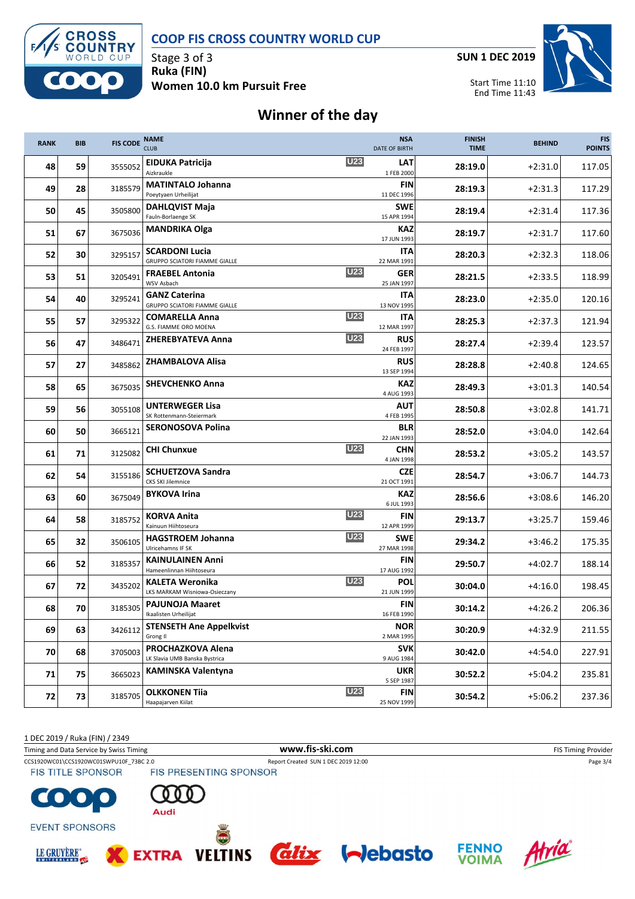# COOP FIS CROSS COUNTRY WORLD CUP

Stage 3 of 3
**Ruka (FIN)**
**Women 10.0 km Pursuit Free**

**SUN 1 DEC 2019**

Start Time 11:10
End Time 11:43

## Winner of the day

| RANK | BIB | FIS CODE | NAME / CLUB | | NSA / DATE OF BIRTH | FINISH TIME | BEHIND | FIS POINTS |
|---|---|---|---|---|---|---|---|---|
| 48 | 59 | 3555052 | **EIDUKA Patricija** Aizkraukle | U23 | LAT 1 FEB 2000 | 28:19.0 | +2:31.0 | 117.05 |
| 49 | 28 | 3185579 | **MATINTALO Johanna** Poeytyaen Urheilijat | | FIN 11 DEC 1996 | 28:19.3 | +2:31.3 | 117.29 |
| 50 | 45 | 3505800 | **DAHLQVIST Maja** Fauln-Borlaenge SK | | SWE 15 APR 1994 | 28:19.4 | +2:31.4 | 117.36 |
| 51 | 67 | 3675036 | **MANDRIKA Olga** | | KAZ 17 JUN 1993 | 28:19.7 | +2:31.7 | 117.60 |
| 52 | 30 | 3295157 | **SCARDONI Lucia** GRUPPO SCIATORI FIAMME GIALLE | | ITA 22 MAR 1991 | 28:20.3 | +2:32.3 | 118.06 |
| 53 | 51 | 3205491 | **FRAEBEL Antonia** WSV Asbach | U23 | GER 25 JAN 1997 | 28:21.5 | +2:33.5 | 118.99 |
| 54 | 40 | 3295241 | **GANZ Caterina** GRUPPO SCIATORI FIAMME GIALLE | | ITA 13 NOV 1995 | 28:23.0 | +2:35.0 | 120.16 |
| 55 | 57 | 3295322 | **COMARELLA Anna** G.S. FIAMME ORO MOENA | U23 | ITA 12 MAR 1997 | 28:25.3 | +2:37.3 | 121.94 |
| 56 | 47 | 3486471 | **ZHEREBYATEVA Anna** | U23 | RUS 24 FEB 1997 | 28:27.4 | +2:39.4 | 123.57 |
| 57 | 27 | 3485862 | **ZHAMBALOVA Alisa** | | RUS 13 SEP 1994 | 28:28.8 | +2:40.8 | 124.65 |
| 58 | 65 | 3675035 | **SHEVCHENKO Anna** | | KAZ 4 AUG 1993 | 28:49.3 | +3:01.3 | 140.54 |
| 59 | 56 | 3055108 | **UNTERWEGER Lisa** SK Rottenmann-Steiermark | | AUT 4 FEB 1995 | 28:50.8 | +3:02.8 | 141.71 |
| 60 | 50 | 3665121 | **SERONOSOVA Polina** | | BLR 22 JAN 1993 | 28:52.0 | +3:04.0 | 142.64 |
| 61 | 71 | 3125082 | **CHI Chunxue** | U23 | CHN 4 JAN 1998 | 28:53.2 | +3:05.2 | 143.57 |
| 62 | 54 | 3155186 | **SCHUETZOVA Sandra** CKS SKI Jilemnice | | CZE 21 OCT 1991 | 28:54.7 | +3:06.7 | 144.73 |
| 63 | 60 | 3675049 | **BYKOVA Irina** | | KAZ 6 JUL 1993 | 28:56.6 | +3:08.6 | 146.20 |
| 64 | 58 | 3185752 | **KORVA Anita** Kainuun Hiihtoseura | U23 | FIN 12 APR 1999 | 29:13.7 | +3:25.7 | 159.46 |
| 65 | 32 | 3506105 | **HAGSTROEM Johanna** Ulricehamns IF SK | U23 | SWE 27 MAR 1998 | 29:34.2 | +3:46.2 | 175.35 |
| 66 | 52 | 3185357 | **KAINULAINEN Anni** Hameenlinnan Hiihtoseura | | FIN 17 AUG 1992 | 29:50.7 | +4:02.7 | 188.14 |
| 67 | 72 | 3435202 | **KALETA Weronika** LKS MARKAM Wisniowa-Osieczany | U23 | POL 21 JUN 1999 | 30:04.0 | +4:16.0 | 198.45 |
| 68 | 70 | 3185305 | **PAJUNOJA Maaret** Ikaalisten Urheilijat | | FIN 16 FEB 1990 | 30:14.2 | +4:26.2 | 206.36 |
| 69 | 63 | 3426112 | **STENSETH Ane Appelkvist** Grong Il | | NOR 2 MAR 1995 | 30:20.9 | +4:32.9 | 211.55 |
| 70 | 68 | 3705003 | **PROCHAZKOVA Alena** LK Slavia UMB Banska Bystrica | | SVK 9 AUG 1984 | 30:42.0 | +4:54.0 | 227.91 |
| 71 | 75 | 3665023 | **KAMINSKA Valentyna** | | UKR 5 SEP 1987 | 30:52.2 | +5:04.2 | 235.81 |
| 72 | 73 | 3185705 | **OLKKONEN Tiia** Haapajarven Kiilat | U23 | FIN 25 NOV 1999 | 30:54.2 | +5:06.2 | 237.36 |

1 DEC 2019 / Ruka (FIN) / 2349

Timing and Data Service by Swiss Timing — www.fis-ski.com — FIS Timing Provider

CCS1920WC01\CCS1920WC01SWPU10F_73BC 2.0 — Report Created SUN 1 DEC 2019 12:00

FIS TITLE SPONSOR: COOP — FIS PRESENTING SPONSOR: Audi

EVENT SPONSORS: LE GRUYÈRE, EXTRA, VELTINS, Calix, Webasto, FENNO VOIMA, Atria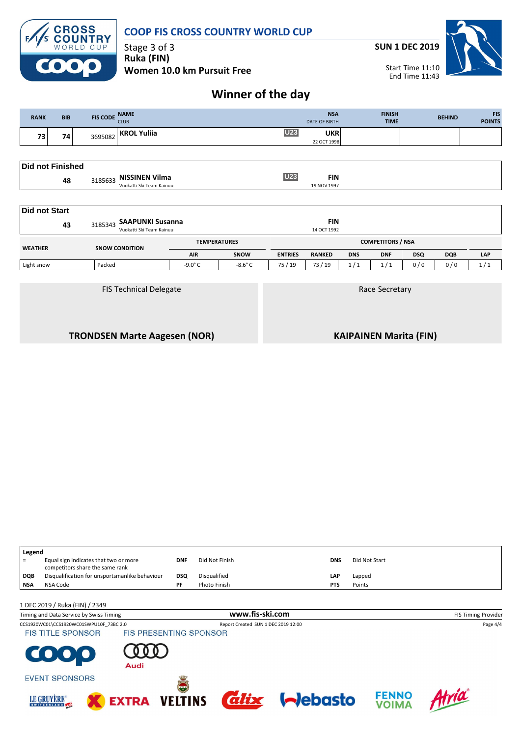**COOP FIS CROSS COUNTRY WORLD CUP**

Stage 3 of 3
**Ruka (FIN)**
**Women 10.0 km Pursuit Free**

**SUN 1 DEC 2019**

Start Time 11:10
End Time 11:43

# Winner of the day

| RANK | BIB | FIS CODE | NAME / CLUB | | NSA / DATE OF BIRTH | FINISH TIME | BEHIND | FIS POINTS |
|---|---|---|---|---|---|---|---|---|
| 73 | 74 | 3695082 | **KROL Yuliia** | U23 | UKR 22 OCT 1998 | | | |

## Did not Finished

| | BIB | FIS CODE | NAME / CLUB | | NSA / DATE OF BIRTH |
|---|---|---|---|---|---|
| | 48 | 3185633 | **NISSINEN Vilma** Vuokatti Ski Team Kainuu | U23 | FIN 19 NOV 1997 |

## Did not Start

| | BIB | FIS CODE | NAME / CLUB | NSA / DATE OF BIRTH |
|---|---|---|---|---|
| | 43 | 3185343 | **SAAPUNKI Susanna** Vuokatti Ski Team Kainuu | FIN 14 OCT 1992 |

| WEATHER | SNOW CONDITION | TEMPERATURES | | COMPETITORS / NSA | | | | | | |
|---|---|---|---|---|---|---|---|---|---|---|
| | | AIR | SNOW | ENTRIES | RANKED | DNS | DNF | DSQ | DQB | LAP |
| Light snow | Packed | -9.0° C | -8.6° C | 75 / 19 | 73 / 19 | 1 / 1 | 1 / 1 | 0 / 0 | 0 / 0 | 1 / 1 |

| FIS Technical Delegate | Race Secretary |
|---|---|
| **TRONDSEN Marte Aagesen (NOR)** | **KAIPAINEN Marita (FIN)** |

**Legend**

| | | | | | |
|---|---|---|---|---|---|
| = | Equal sign indicates that two or more competitors share the same rank | DNF | Did Not Finish | DNS | Did Not Start |
| DQB | Disqualification for unsportsmanlike behaviour | DSQ | Disqualified | LAP | Lapped |
| NSA | NSA Code | PF | Photo Finish | PTS | Points |

1 DEC 2019 / Ruka (FIN) / 2349

Timing and Data Service by Swiss Timing — www.fis-ski.com — FIS Timing Provider

CCS1920WC01\CCS1920WC01SWPU10F_73BC 2.0 — Report Created SUN 1 DEC 2019 12:00

FIS TITLE SPONSOR — FIS PRESENTING SPONSOR

EVENT SPONSORS